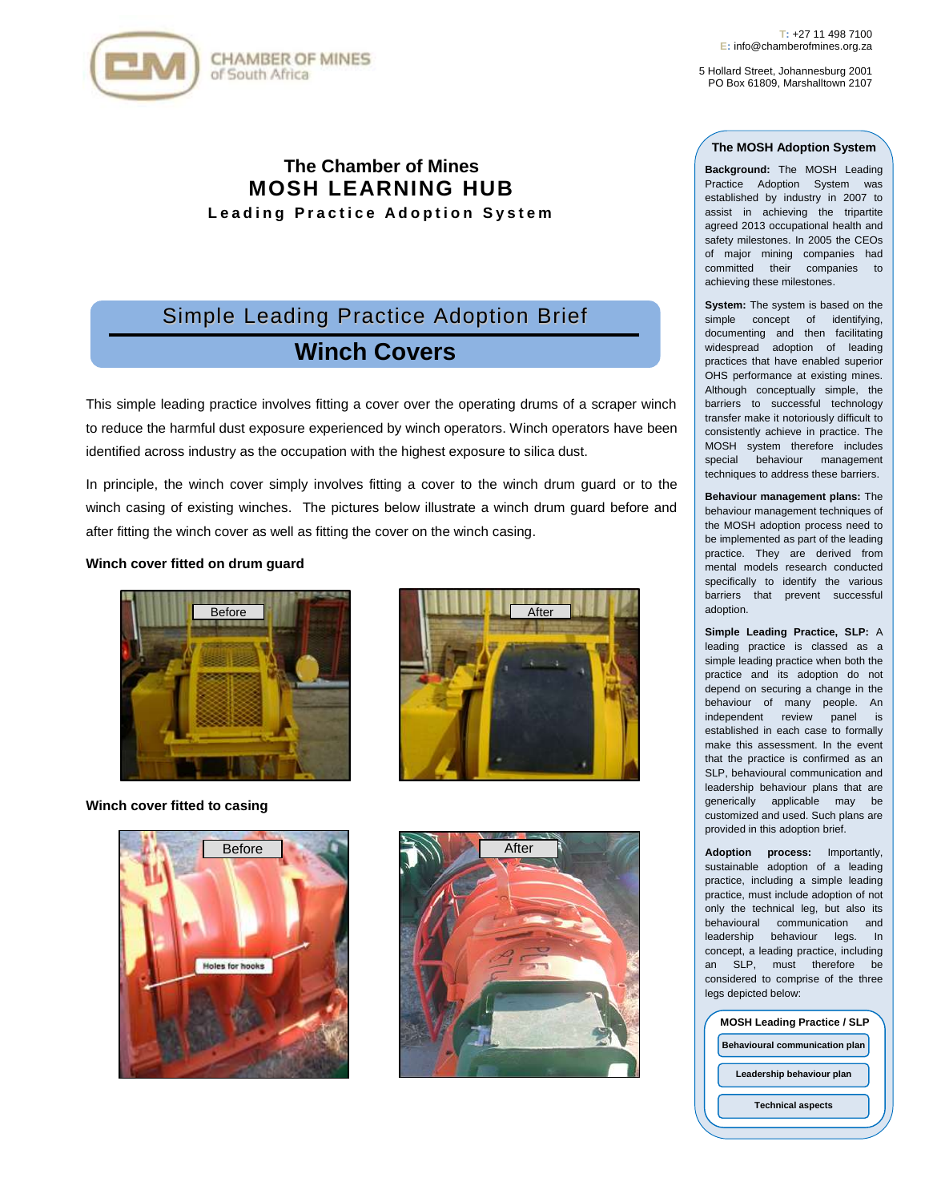CHAMBER OF MINES of South Africa

T: +27 11 498 7100
E: info@chamberofmines.org.za

5 Hollard Street, Johannesburg 2001
PO Box 61809, Marshalltown 2107

# The Chamber of Mines
# MOSH LEARNING HUB
## Leading Practice Adoption System

## Simple Leading Practice Adoption Brief
# Winch Covers

This simple leading practice involves fitting a cover over the operating drums of a scraper winch to reduce the harmful dust exposure experienced by winch operators. Winch operators have been identified across industry as the occupation with the highest exposure to silica dust.

In principle, the winch cover simply involves fitting a cover to the winch drum guard or to the winch casing of existing winches. The pictures below illustrate a winch drum guard before and after fitting the winch cover as well as fitting the cover on the winch casing.

**Winch cover fitted on drum guard**

Before

After

**Winch cover fitted to casing**

Before

Holes for hooks

After

### The MOSH Adoption System

**Background:** The MOSH Leading Practice Adoption System was established by industry in 2007 to assist in achieving the tripartite agreed 2013 occupational health and safety milestones. In 2005 the CEOs of major mining companies had committed their companies to achieving these milestones.

**System:** The system is based on the simple concept of identifying, documenting and then facilitating widespread adoption of leading practices that have enabled superior OHS performance at existing mines. Although conceptually simple, the barriers to successful technology transfer make it notoriously difficult to consistently achieve in practice. The MOSH system therefore includes special behaviour management techniques to address these barriers.

**Behaviour management plans:** The behaviour management techniques of the MOSH adoption process need to be implemented as part of the leading practice. They are derived from mental models research conducted specifically to identify the various barriers that prevent successful adoption.

**Simple Leading Practice, SLP:** A leading practice is classed as a simple leading practice when both the practice and its adoption do not depend on securing a change in the behaviour of many people. An independent review panel is established in each case to formally make this assessment. In the event that the practice is confirmed as an SLP, behavioural communication and leadership behaviour plans that are generically applicable may be customized and used. Such plans are provided in this adoption brief.

**Adoption process:** Importantly, sustainable adoption of a leading practice, including a simple leading practice, must include adoption of not only the technical leg, but also its behavioural communication and leadership behaviour legs. In concept, a leading practice, including an SLP, must therefore be considered to comprise of the three legs depicted below:

**MOSH Leading Practice / SLP**
- **Behavioural communication plan**
- **Leadership behaviour plan**
- **Technical aspects**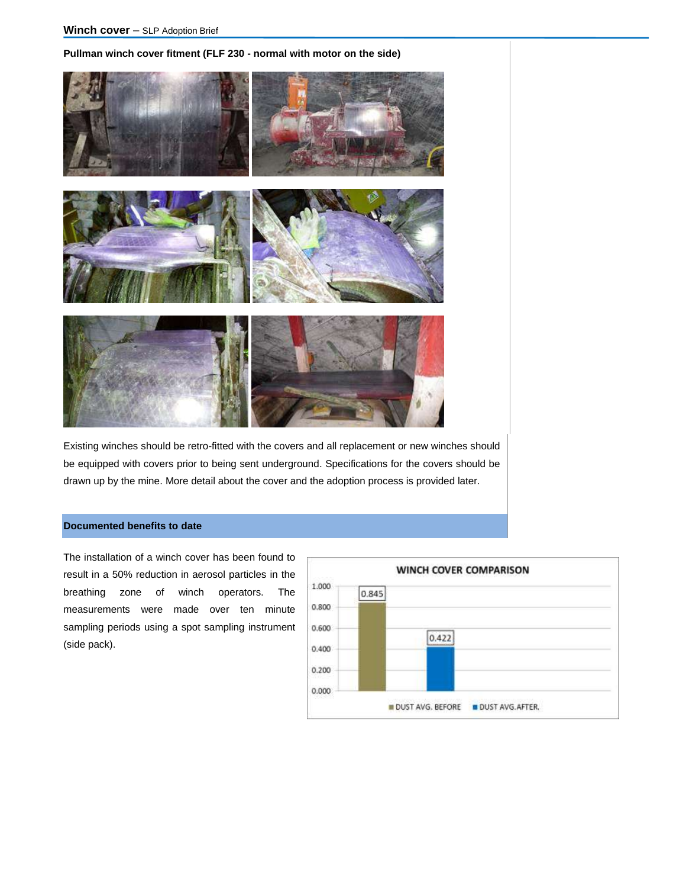**Pullman winch cover fitment (FLF 230 - normal with motor on the side)**

Existing winches should be retro-fitted with the covers and all replacement or new winches should be equipped with covers prior to being sent underground. Specifications for the covers should be drawn up by the mine. More detail about the cover and the adoption process is provided later.

## Documented benefits to date

The installation of a winch cover has been found to result in a 50% reduction in aerosol particles in the breathing zone of winch operators. The measurements were made over ten minute sampling periods using a spot sampling instrument (side pack).

**WINCH COVER COMPARISON**

| | Value |
|---|---|
| DUST AVG. BEFORE | 0.845 |
| DUST AVG.AFTER. | 0.422 |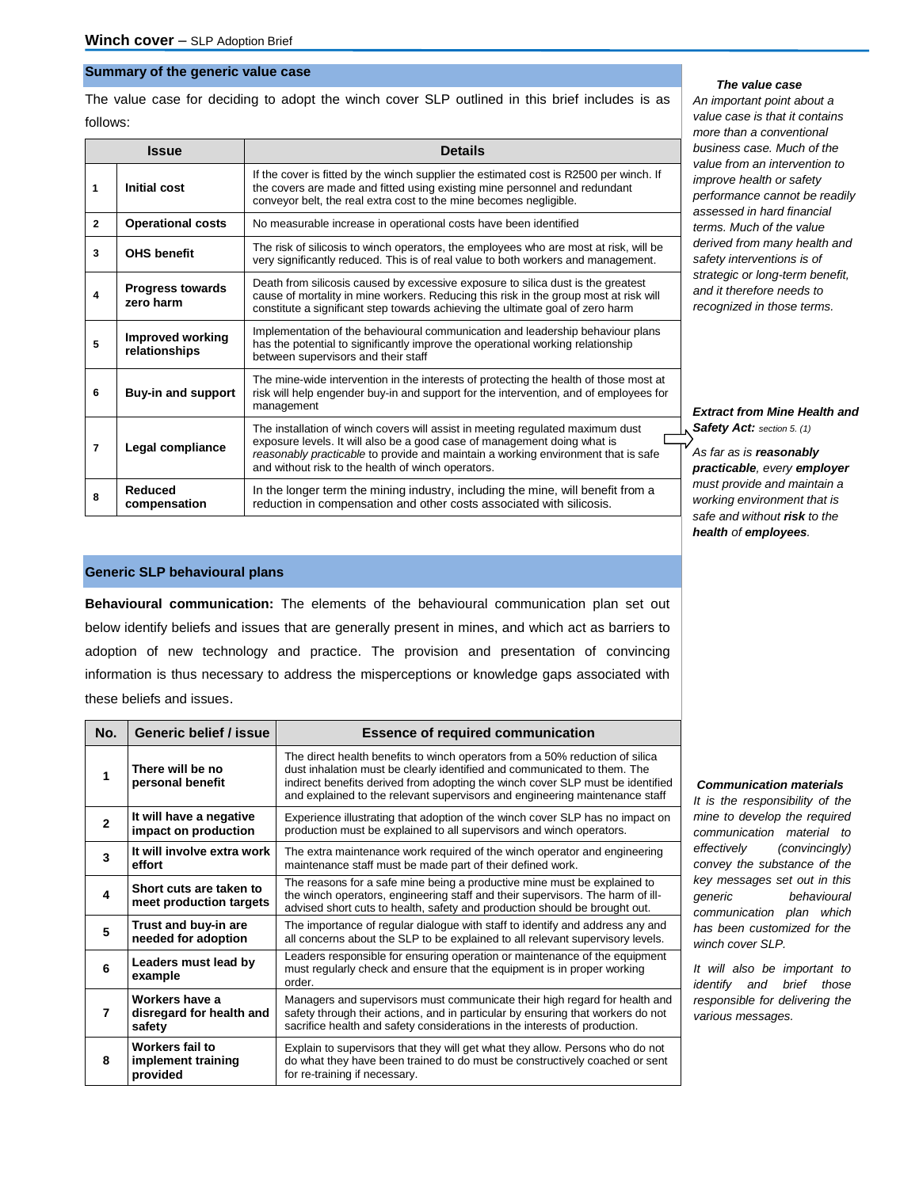## Summary of the generic value case

The value case for deciding to adopt the winch cover SLP outlined in this brief includes is as follows:

| Issue | | Details |
|---|---|---|
| 1 | **Initial cost** | If the cover is fitted by the winch supplier the estimated cost is R2500 per winch. If the covers are made and fitted using existing mine personnel and redundant conveyor belt, the real extra cost to the mine becomes negligible. |
| 2 | **Operational costs** | No measurable increase in operational costs have been identified |
| 3 | **OHS benefit** | The risk of silicosis to winch operators, the employees who are most at risk, will be very significantly reduced. This is of real value to both workers and management. |
| 4 | **Progress towards zero harm** | Death from silicosis caused by excessive exposure to silica dust is the greatest cause of mortality in mine workers. Reducing this risk in the group most at risk will constitute a significant step towards achieving the ultimate goal of zero harm |
| 5 | **Improved working relationships** | Implementation of the behavioural communication and leadership behaviour plans has the potential to significantly improve the operational working relationship between supervisors and their staff |
| 6 | **Buy-in and support** | The mine-wide intervention in the interests of protecting the health of those most at risk will help engender buy-in and support for the intervention, and of employees for management |
| 7 | **Legal compliance** | The installation of winch covers will assist in meeting regulated maximum dust exposure levels. It will also be a good case of management doing what is *reasonably practicable* to provide and maintain a working environment that is safe and without risk to the health of winch operators. |
| 8 | **Reduced compensation** | In the longer term the mining industry, including the mine, will benefit from a reduction in compensation and other costs associated with silicosis. |

***The value case***

*An important point about a value case is that it contains more than a conventional business case. Much of the value from an intervention to improve health or safety performance cannot be readily assessed in hard financial terms. Much of the value derived from many health and safety interventions is of strategic or long-term benefit, and it therefore needs to be recognized in those terms.*

***Extract from Mine Health and Safety Act:*** *section 5. (1)*

*As far as is **reasonably practicable**, every **employer** must provide and maintain a working environment that is safe and without **risk** to the **health** of **employees**.*

## Generic SLP behavioural plans

**Behavioural communication:** The elements of the behavioural communication plan set out below identify beliefs and issues that are generally present in mines, and which act as barriers to adoption of new technology and practice. The provision and presentation of convincing information is thus necessary to address the misperceptions or knowledge gaps associated with these beliefs and issues.

| No. | Generic belief / issue | Essence of required communication |
|---|---|---|
| 1 | **There will be no personal benefit** | The direct health benefits to winch operators from a 50% reduction of silica dust inhalation must be clearly identified and communicated to them. The indirect benefits derived from adopting the winch cover SLP must be identified and explained to the relevant supervisors and engineering maintenance staff |
| 2 | **It will have a negative impact on production** | Experience illustrating that adoption of the winch cover SLP has no impact on production must be explained to all supervisors and winch operators. |
| 3 | **It will involve extra work effort** | The extra maintenance work required of the winch operator and engineering maintenance staff must be made part of their defined work. |
| 4 | **Short cuts are taken to meet production targets** | The reasons for a safe mine being a productive mine must be explained to the winch operators, engineering staff and their supervisors. The harm of ill-advised short cuts to health, safety and production should be brought out. |
| 5 | **Trust and buy-in are needed for adoption** | The importance of regular dialogue with staff to identify and address any and all concerns about the SLP to be explained to all relevant supervisory levels. |
| 6 | **Leaders must lead by example** | Leaders responsible for ensuring operation or maintenance of the equipment must regularly check and ensure that the equipment is in proper working order. |
| 7 | **Workers have a disregard for health and safety** | Managers and supervisors must communicate their high regard for health and safety through their actions, and in particular by ensuring that workers do not sacrifice health and safety considerations in the interests of production. |
| 8 | **Workers fail to implement training provided** | Explain to supervisors that they will get what they allow. Persons who do not do what they have been trained to do must be constructively coached or sent for re-training if necessary. |

***Communication materials***

*It is the responsibility of the mine to develop the required communication material to effectively (convincingly) convey the substance of the key messages set out in this generic behavioural communication plan which has been customized for the winch cover SLP.*

*It will also be important to identify and brief those responsible for delivering the various messages.*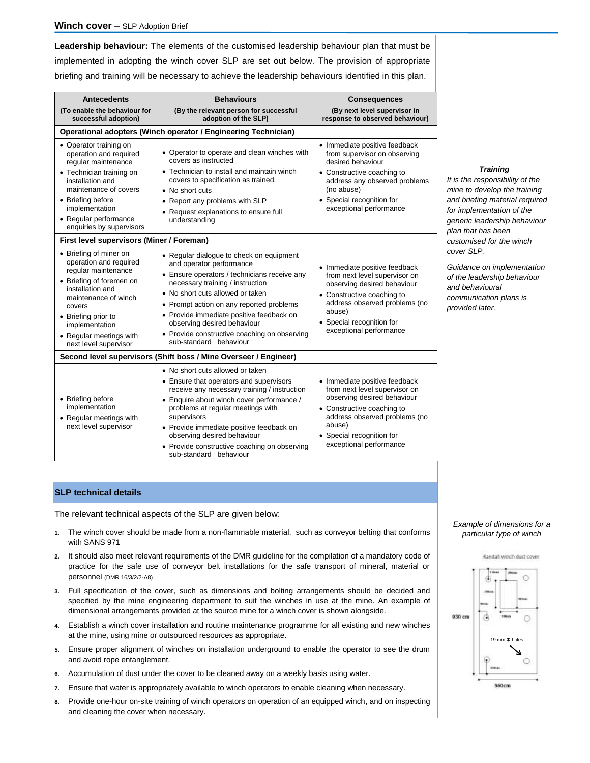**Leadership behaviour:** The elements of the customised leadership behaviour plan that must be implemented in adopting the winch cover SLP are set out below. The provision of appropriate briefing and training will be necessary to achieve the leadership behaviours identified in this plan.

| Antecedents<br>(To enable the behaviour for successful adoption) | Behaviours<br>(By the relevant person for successful adoption of the SLP) | Consequences<br>(By next level supervisor in response to observed behaviour) |
|---|---|---|
| **Operational adopters (Winch operator / Engineering Technician)** | | |
| • Operator training on operation and required regular maintenance<br>• Technician training on installation and maintenance of covers<br>• Briefing before implementation<br>• Regular performance enquiries by supervisors | • Operator to operate and clean winches with covers as instructed<br>• Technician to install and maintain winch covers to specification as trained.<br>• No short cuts<br>• Report any problems with SLP<br>• Request explanations to ensure full understanding | • Immediate positive feedback from supervisor on observing desired behaviour<br>• Constructive coaching to address any observed problems (no abuse)<br>• Special recognition for exceptional performance |
| **First level supervisors (Miner / Foreman)** | | |
| • Briefing of miner on operation and required regular maintenance<br>• Briefing of foremen on installation and maintenance of winch covers<br>• Briefing prior to implementation<br>• Regular meetings with next level supervisor | • Regular dialogue to check on equipment and operator performance<br>• Ensure operators / technicians receive any necessary training / instruction<br>• No short cuts allowed or taken<br>• Prompt action on any reported problems<br>• Provide immediate positive feedback on observing desired behaviour<br>• Provide constructive coaching on observing sub-standard behaviour | • Immediate positive feedback from next level supervisor on observing desired behaviour<br>• Constructive coaching to address observed problems (no abuse)<br>• Special recognition for exceptional performance |
| **Second level supervisors (Shift boss / Mine Overseer / Engineer)** | | |
| • Briefing before implementation<br>• Regular meetings with next level supervisor | • No short cuts allowed or taken<br>• Ensure that operators and supervisors receive any necessary training / instruction<br>• Enquire about winch cover performance / problems at regular meetings with supervisors<br>• Provide immediate positive feedback on observing desired behaviour<br>• Provide constructive coaching on observing sub-standard behaviour | • Immediate positive feedback from next level supervisor on observing desired behaviour<br>• Constructive coaching to address observed problems (no abuse)<br>• Special recognition for exceptional performance |

***Training***

*It is the responsibility of the mine to develop the training and briefing material required for implementation of the generic leadership behaviour plan that has been customised for the winch cover SLP.*

*Guidance on implementation of the leadership behaviour and behavioural communication plans is provided later.*

## SLP technical details

The relevant technical aspects of the SLP are given below:

1. The winch cover should be made from a non-flammable material, such as conveyor belting that conforms with SANS 971
2. It should also meet relevant requirements of the DMR guideline for the compilation of a mandatory code of practice for the safe use of conveyor belt installations for the safe transport of mineral, material or personnel (DMR 16/3/2/2-A8)
3. Full specification of the cover, such as dimensions and bolting arrangements should be decided and specified by the mine engineering department to suit the winches in use at the mine. An example of dimensional arrangements provided at the source mine for a winch cover is shown alongside.
4. Establish a winch cover installation and routine maintenance programme for all existing and new winches at the mine, using mine or outsourced resources as appropriate.
5. Ensure proper alignment of winches on installation underground to enable the operator to see the drum and avoid rope entanglement.
6. Accumulation of dust under the cover to be cleaned away on a weekly basis using water.
7. Ensure that water is appropriately available to winch operators to enable cleaning when necessary.
8. Provide one-hour on-site training of winch operators on operation of an equipped winch, and on inspecting and cleaning the cover when necessary.

*Example of dimensions for a particular type of winch*

Randall winch dust cover

930 cm

19 mm Φ holes

560cm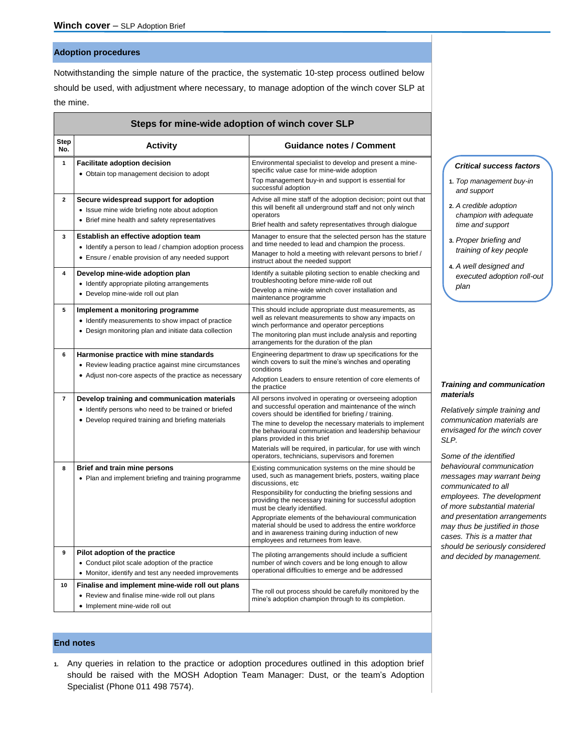## Adoption procedures

Notwithstanding the simple nature of the practice, the systematic 10-step process outlined below should be used, with adjustment where necessary, to manage adoption of the winch cover SLP at the mine.

**Steps for mine-wide adoption of winch cover SLP**

| Step No. | Activity | Guidance notes / Comment |
|---|---|---|
| 1 | **Facilitate adoption decision**<br>• Obtain top management decision to adopt | Environmental specialist to develop and present a mine-specific value case for mine-wide adoption<br>Top management buy-in and support is essential for successful adoption |
| 2 | **Secure widespread support for adoption**<br>• Issue mine wide briefing note about adoption<br>• Brief mine health and safety representatives | Advise all mine staff of the adoption decision; point out that this will benefit all underground staff and not only winch operators<br>Brief health and safety representatives through dialogue |
| 3 | **Establish an effective adoption team**<br>• Identify a person to lead / champion adoption process<br>• Ensure / enable provision of any needed support | Manager to ensure that the selected person has the stature and time needed to lead and champion the process.<br>Manager to hold a meeting with relevant persons to brief / instruct about the needed support |
| 4 | **Develop mine-wide adoption plan**<br>• Identify appropriate piloting arrangements<br>• Develop mine-wide roll out plan | Identify a suitable piloting section to enable checking and troubleshooting before mine-wide roll out<br>Develop a mine-wide winch cover installation and maintenance programme |
| 5 | **Implement a monitoring programme**<br>• Identify measurements to show impact of practice<br>• Design monitoring plan and initiate data collection | This should include appropriate dust measurements, as well as relevant measurements to show any impacts on winch performance and operator perceptions<br>The monitoring plan must include analysis and reporting arrangements for the duration of the plan |
| 6 | **Harmonise practice with mine standards**<br>• Review leading practice against mine circumstances<br>• Adjust non-core aspects of the practice as necessary | Engineering department to draw up specifications for the winch covers to suit the mine's winches and operating conditions<br>Adoption Leaders to ensure retention of core elements of the practice |
| 7 | **Develop training and communication materials**<br>• Identify persons who need to be trained or briefed<br>• Develop required training and briefing materials | All persons involved in operating or overseeing adoption and successful operation and maintenance of the winch covers should be identified for briefing / training.<br>The mine to develop the necessary materials to implement the behavioural communication and leadership behaviour plans provided in this brief<br>Materials will be required, in particular, for use with winch operators, technicians, supervisors and foremen |
| 8 | **Brief and train mine persons**<br>• Plan and implement briefing and training programme | Existing communication systems on the mine should be used, such as management briefs, posters, waiting place discussions, etc<br>Responsibility for conducting the briefing sessions and providing the necessary training for successful adoption must be clearly identified.<br>Appropriate elements of the behavioural communication material should be used to address the entire workforce and in awareness training during induction of new employees and returnees from leave. |
| 9 | **Pilot adoption of the practice**<br>• Conduct pilot scale adoption of the practice<br>• Monitor, identify and test any needed improvements | The piloting arrangements should include a sufficient number of winch covers and be long enough to allow operational difficulties to emerge and be addressed |
| 10 | **Finalise and implement mine-wide roll out plans**<br>• Review and finalise mine-wide roll out plans<br>• Implement mine-wide roll out | The roll out process should be carefully monitored by the mine's adoption champion through to its completion. |

***Critical success factors***

1. *Top management buy-in and support*
2. *A credible adoption champion with adequate time and support*
3. *Proper briefing and training of key people*
4. *A well designed and executed adoption roll-out plan*

***Training and communication materials***

*Relatively simple training and communication materials are envisaged for the winch cover SLP.*

*Some of the identified behavioural communication messages may warrant being communicated to all employees. The development of more substantial material and presentation arrangements may thus be justified in those cases. This is a matter that should be seriously considered and decided by management.*

## End notes

1. Any queries in relation to the practice or adoption procedures outlined in this adoption brief should be raised with the MOSH Adoption Team Manager: Dust, or the team's Adoption Specialist (Phone 011 498 7574).